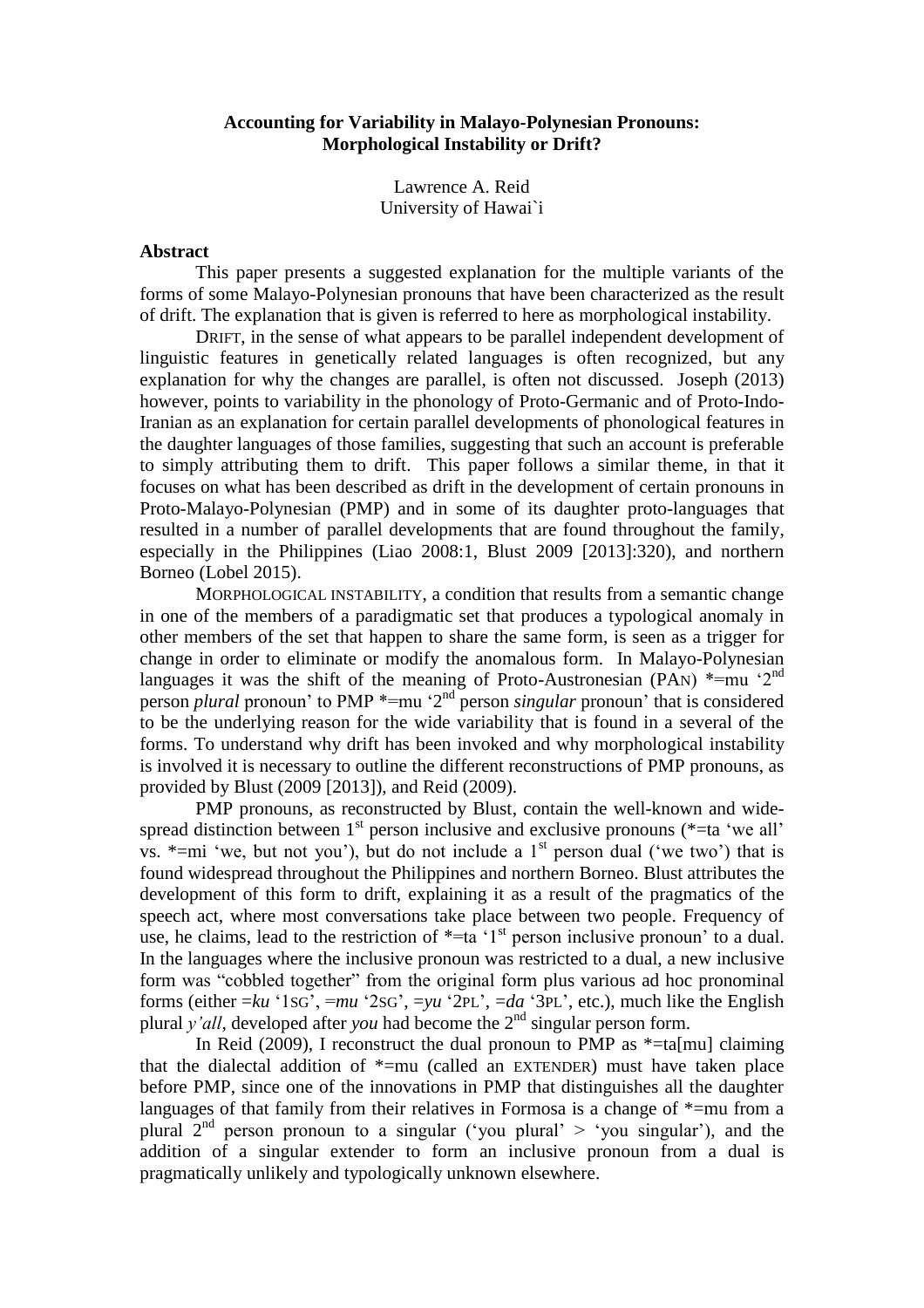**Accounting for Variability in Malayo-Polynesian Pronouns: Morphological Instability or Drift?**

Lawrence A. Reid
University of Hawai`i

**Abstract**

This paper presents a suggested explanation for the multiple variants of the forms of some Malayo-Polynesian pronouns that have been characterized as the result of drift. The explanation that is given is referred to here as morphological instability.

DRIFT, in the sense of what appears to be parallel independent development of linguistic features in genetically related languages is often recognized, but any explanation for why the changes are parallel, is often not discussed. Joseph (2013) however, points to variability in the phonology of Proto-Germanic and of Proto-Indo-Iranian as an explanation for certain parallel developments of phonological features in the daughter languages of those families, suggesting that such an account is preferable to simply attributing them to drift. This paper follows a similar theme, in that it focuses on what has been described as drift in the development of certain pronouns in Proto-Malayo-Polynesian (PMP) and in some of its daughter proto-languages that resulted in a number of parallel developments that are found throughout the family, especially in the Philippines (Liao 2008:1, Blust 2009 [2013]:320), and northern Borneo (Lobel 2015).

MORPHOLOGICAL INSTABILITY, a condition that results from a semantic change in one of the members of a paradigmatic set that produces a typological anomaly in other members of the set that happen to share the same form, is seen as a trigger for change in order to eliminate or modify the anomalous form. In Malayo-Polynesian languages it was the shift of the meaning of Proto-Austronesian (PAN) *=mu '2nd person *plural* pronoun' to PMP *=mu '2nd person *singular* pronoun' that is considered to be the underlying reason for the wide variability that is found in a several of the forms. To understand why drift has been invoked and why morphological instability is involved it is necessary to outline the different reconstructions of PMP pronouns, as provided by Blust (2009 [2013]), and Reid (2009).

PMP pronouns, as reconstructed by Blust, contain the well-known and wide-spread distinction between 1st person inclusive and exclusive pronouns (*=ta 'we all' vs. *=mi 'we, but not you'), but do not include a 1st person dual ('we two') that is found widespread throughout the Philippines and northern Borneo. Blust attributes the development of this form to drift, explaining it as a result of the pragmatics of the speech act, where most conversations take place between two people. Frequency of use, he claims, lead to the restriction of *=ta '1st person inclusive pronoun' to a dual. In the languages where the inclusive pronoun was restricted to a dual, a new inclusive form was "cobbled together" from the original form plus various ad hoc pronominal forms (either =*ku* '1SG', =*mu* '2SG', =*yu* '2PL', =*da* '3PL', etc.), much like the English plural *y'all*, developed after *you* had become the 2nd singular person form.

In Reid (2009), I reconstruct the dual pronoun to PMP as *=ta[mu] claiming that the dialectal addition of *=mu (called an EXTENDER) must have taken place before PMP, since one of the innovations in PMP that distinguishes all the daughter languages of that family from their relatives in Formosa is a change of *=mu from a plural 2nd person pronoun to a singular ('you plural' > 'you singular'), and the addition of a singular extender to form an inclusive pronoun from a dual is pragmatically unlikely and typologically unknown elsewhere.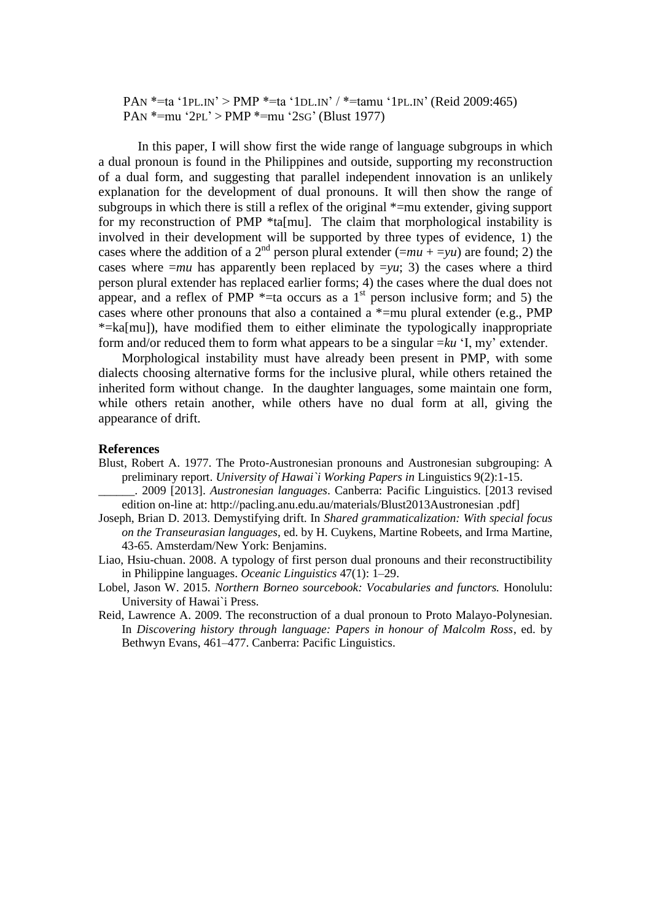PAN *=ta '1PL.IN' > PMP *=ta '1DL.IN' / *=tamu '1PL.IN' (Reid 2009:465)
PAN *=mu '2PL' > PMP *=mu '2SG' (Blust 1977)

In this paper, I will show first the wide range of language subgroups in which a dual pronoun is found in the Philippines and outside, supporting my reconstruction of a dual form, and suggesting that parallel independent innovation is an unlikely explanation for the development of dual pronouns. It will then show the range of subgroups in which there is still a reflex of the original *=mu extender, giving support for my reconstruction of PMP *ta[mu]. The claim that morphological instability is involved in their development will be supported by three types of evidence, 1) the cases where the addition of a 2nd person plural extender (=*mu* + =*yu*) are found; 2) the cases where =*mu* has apparently been replaced by =*yu*; 3) the cases where a third person plural extender has replaced earlier forms; 4) the cases where the dual does not appear, and a reflex of PMP *=ta occurs as a 1st person inclusive form; and 5) the cases where other pronouns that also a contained a *=mu plural extender (e.g., PMP *=ka[mu]), have modified them to either eliminate the typologically inappropriate form and/or reduced them to form what appears to be a singular =*ku* 'I, my' extender.

Morphological instability must have already been present in PMP, with some dialects choosing alternative forms for the inclusive plural, while others retained the inherited form without change. In the daughter languages, some maintain one form, while others retain another, while others have no dual form at all, giving the appearance of drift.

### References

Blust, Robert A. 1977. The Proto-Austronesian pronouns and Austronesian subgrouping: A preliminary report. *University of Hawai`i Working Papers in* Linguistics 9(2):1-15.

______. 2009 [2013]. *Austronesian languages*. Canberra: Pacific Linguistics. [2013 revised edition on-line at: http://pacling.anu.edu.au/materials/Blust2013Austronesian .pdf]

Joseph, Brian D. 2013. Demystifying drift. In *Shared grammaticalization: With special focus on the Transeurasian languages*, ed. by H. Cuykens, Martine Robeets, and Irma Martine, 43-65. Amsterdam/New York: Benjamins.

Liao, Hsiu-chuan. 2008. A typology of first person dual pronouns and their reconstructibility in Philippine languages. *Oceanic Linguistics* 47(1): 1–29.

Lobel, Jason W. 2015. *Northern Borneo sourcebook: Vocabularies and functors.* Honolulu: University of Hawai`i Press.

Reid, Lawrence A. 2009. The reconstruction of a dual pronoun to Proto Malayo-Polynesian. In *Discovering history through language: Papers in honour of Malcolm Ross*, ed. by Bethwyn Evans, 461–477. Canberra: Pacific Linguistics.